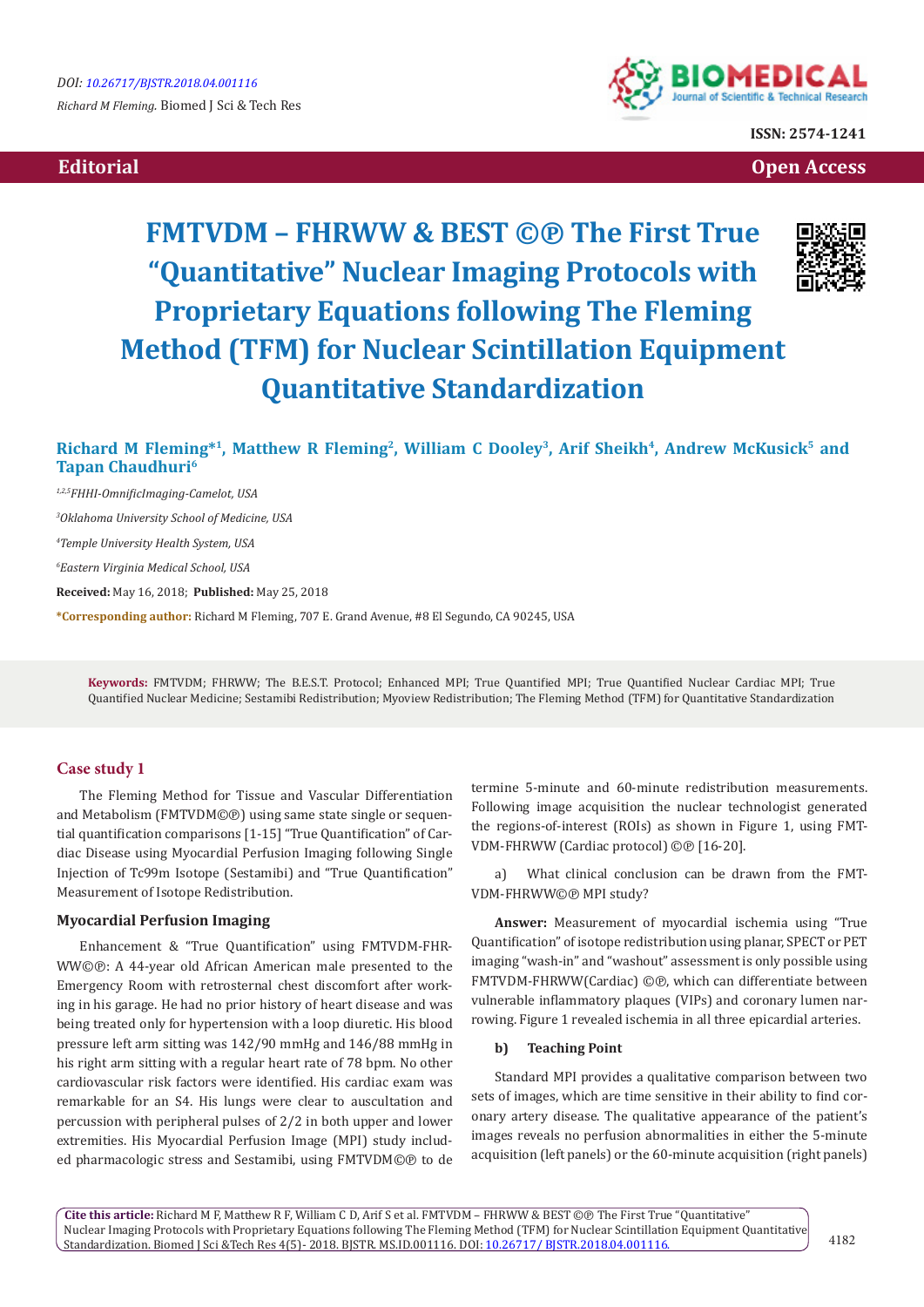Editorial

Open Access

# FMTVDM – FHRWW & BEST ©℗ The First True "Quantitative" Nuclear Imaging Protocols with Proprietary Equations following The Fleming Method (TFM) for Nuclear Scintillation Equipment Quantitative Standardization

**Richard M Fleming*[1], Matthew R Fleming[2], William C Dooley[3], Arif Sheikh[4], Andrew McKusick[5] and Tapan Chaudhuri[6]**

*[1,2,5]FHHI-OmnificImaging-Camelot, USA*

*[3]Oklahoma University School of Medicine, USA*

*[4]Temple University Health System, USA*

*[6]Eastern Virginia Medical School, USA*

**Received:** May 16, 2018; **Published:** May 25, 2018

***Corresponding author:** Richard M Fleming, 707 E. Grand Avenue, #8 El Segundo, CA 90245, USA

**Keywords:** FMTVDM; FHRWW; The B.E.S.T. Protocol; Enhanced MPI; True Quantified MPI; True Quantified Nuclear Cardiac MPI; True Quantified Nuclear Medicine; Sestamibi Redistribution; Myoview Redistribution; The Fleming Method (TFM) for Quantitative Standardization

## Case study 1

The Fleming Method for Tissue and Vascular Differentiation and Metabolism (FMTVDM©℗) using same state single or sequential quantification comparisons [1-15] "True Quantification" of Cardiac Disease using Myocardial Perfusion Imaging following Single Injection of Tc99m Isotope (Sestamibi) and "True Quantification" Measurement of Isotope Redistribution.

### Myocardial Perfusion Imaging

Enhancement & "True Quantification" using FMTVDM-FHRWW©℗: A 44-year old African American male presented to the Emergency Room with retrosternal chest discomfort after working in his garage. He had no prior history of heart disease and was being treated only for hypertension with a loop diuretic. His blood pressure left arm sitting was 142/90 mmHg and 146/88 mmHg in his right arm sitting with a regular heart rate of 78 bpm. No other cardiovascular risk factors were identified. His cardiac exam was remarkable for an S4. His lungs were clear to auscultation and percussion with peripheral pulses of 2/2 in both upper and lower extremities. His Myocardial Perfusion Image (MPI) study included pharmacologic stress and Sestamibi, using FMTVDM©℗ to determine 5-minute and 60-minute redistribution measurements. Following image acquisition the nuclear technologist generated the regions-of-interest (ROIs) as shown in Figure 1, using FMTVDM-FHRWW (Cardiac protocol) ©℗ [16-20].

a) What clinical conclusion can be drawn from the FMTVDM-FHRWW©℗ MPI study?

**Answer:** Measurement of myocardial ischemia using "True Quantification" of isotope redistribution using planar, SPECT or PET imaging "wash-in" and "washout" assessment is only possible using FMTVDM-FHRWW(Cardiac) ©℗, which can differentiate between vulnerable inflammatory plaques (VIPs) and coronary lumen narrowing. Figure 1 revealed ischemia in all three epicardial arteries.

b) **Teaching Point**

Standard MPI provides a qualitative comparison between two sets of images, which are time sensitive in their ability to find coronary artery disease. The qualitative appearance of the patient's images reveals no perfusion abnormalities in either the 5-minute acquisition (left panels) or the 60-minute acquisition (right panels)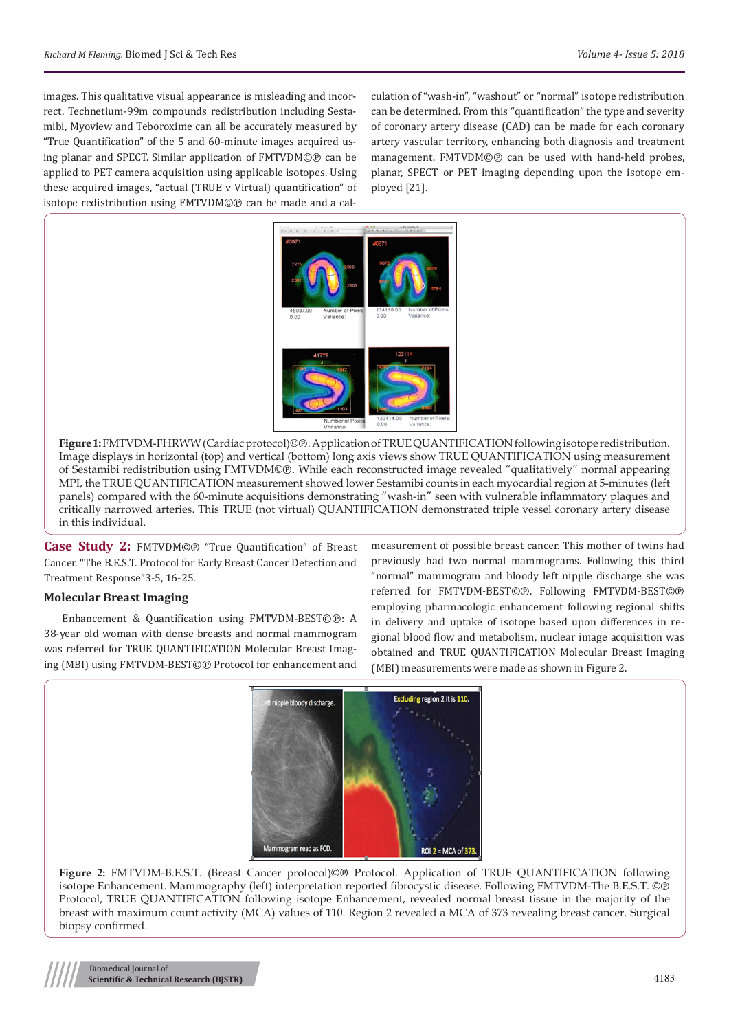images. This qualitative visual appearance is misleading and incorrect. Technetium-99m compounds redistribution including Sestamibi, Myoview and Teboroxime can all be accurately measured by "True Quantification" of the 5 and 60-minute images acquired using planar and SPECT. Similar application of FMTVDM©℗ can be applied to PET camera acquisition using applicable isotopes. Using these acquired images, "actual (TRUE v Virtual) quantification" of isotope redistribution using FMTVDM©℗ can be made and a calculation of "wash-in", "washout" or "normal" isotope redistribution can be determined. From this "quantification" the type and severity of coronary artery disease (CAD) can be made for each coronary artery vascular territory, enhancing both diagnosis and treatment management. FMTVDM©℗ can be used with hand-held probes, planar, SPECT or PET imaging depending upon the isotope employed [21].

**Figure 1:** FMTVDM-FHRWW (Cardiac protocol)©℗. Application of TRUE QUANTIFICATION following isotope redistribution. Image displays in horizontal (top) and vertical (bottom) long axis views show TRUE QUANTIFICATION using measurement of Sestamibi redistribution using FMTVDM©℗. While each reconstructed image revealed "qualitatively" normal appearing MPI, the TRUE QUANTIFICATION measurement showed lower Sestamibi counts in each myocardial region at 5-minutes (left panels) compared with the 60-minute acquisitions demonstrating "wash-in" seen with vulnerable inflammatory plaques and critically narrowed arteries. This TRUE (not virtual) QUANTIFICATION demonstrated triple vessel coronary artery disease in this individual.

## Case Study 2:

FMTVDM©℗ "True Quantification" of Breast Cancer. "The B.E.S.T. Protocol for Early Breast Cancer Detection and Treatment Response"3-5, 16-25.

### Molecular Breast Imaging

Enhancement & Quantification using FMTVDM-BEST©℗: A 38-year old woman with dense breasts and normal mammogram was referred for TRUE QUANTIFICATION Molecular Breast Imaging (MBI) using FMTVDM-BEST©℗ Protocol for enhancement and measurement of possible breast cancer. This mother of twins had previously had two normal mammograms. Following this third "normal" mammogram and bloody left nipple discharge she was referred for FMTVDM-BEST©℗. Following FMTVDM-BEST©℗ employing pharmacologic enhancement following regional shifts in delivery and uptake of isotope based upon differences in regional blood flow and metabolism, nuclear image acquisition was obtained and TRUE QUANTIFICATION Molecular Breast Imaging (MBI) measurements were made as shown in Figure 2.

**Figure 2:** FMTVDM-B.E.S.T. (Breast Cancer protocol)©℗ Protocol. Application of TRUE QUANTIFICATION following isotope Enhancement. Mammography (left) interpretation reported fibrocystic disease. Following FMTVDM-The B.E.S.T. ©℗ Protocol, TRUE QUANTIFICATION following isotope Enhancement, revealed normal breast tissue in the majority of the breast with maximum count activity (MCA) values of 110. Region 2 revealed a MCA of 373 revealing breast cancer. Surgical biopsy confirmed.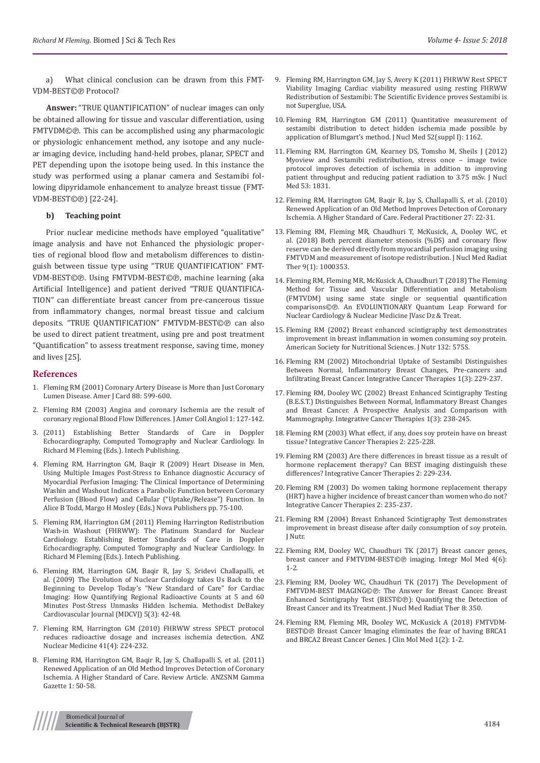a) What clinical conclusion can be drawn from this FMTVDM-BEST©℗ Protocol?

**Answer:** "TRUE QUANTIFICATION" of nuclear images can only be obtained allowing for tissue and vascular differentiation, using FMTVDM©℗. This can be accomplished using any pharmacologic or physiologic enhancement method, any isotope and any nuclear imaging device, including hand-held probes, planar, SPECT and PET depending upon the isotope being used. In this instance the study was performed using a planar camera and Sestamibi following dipyridamole enhancement to analyze breast tissue (FMTVDM-BEST©℗) [22-24].

**b) Teaching point**

Prior nuclear medicine methods have employed "qualitative" image analysis and have not Enhanced the physiologic properties of regional blood flow and metabolism differences to distinguish between tissue type using "TRUE QUANTIFICATION" FMTVDM-BEST©℗. Using FMTVDM-BEST©℗, machine learning (aka Artificial Intelligence) and patient derived "TRUE QUANTIFICATION" can differentiate breast cancer from pre-cancerous tissue from inflammatory changes, normal breast tissue and calcium deposits. "TRUE QUANTIFICATION" FMTVDM-BEST©℗ can also be used to direct patient treatment, using pre and post treatment "Quantification" to assess treatment response, saving time, money and lives [25].

## References

1. Fleming RM (2001) Coronary Artery Disease is More than Just Coronary Lumen Disease. Amer J Card 88: 599-600.
2. Fleming RM (2003) Angina and coronary Ischemia are the result of coronary regional Blood Flow Differences. J Amer Coll Angiol 1: 127-142.
3. (2011) Establishing Better Standards of Care in Doppler Echocardiography, Computed Tomography and Nuclear Cardiology. In Richard M Fleming (Eds.). Intech Publishing.
4. Fleming RM, Harrington GM, Baqir R (2009) Heart Disease in Men, Using Multiple Images Post-Stress to Enhance diagnostic Accuracy of Myocardial Perfusion Imaging: The Clinical Importance of Determining Washin and Washout Indicates a Parabolic Function between Coronary Perfusion (Blood Flow) and Cellular ("Uptake/Release") Function. In Alice B Todd, Margo H Mosley (Eds.) Nova Publishers pp. 75-100.
5. Fleming RM, Harrington GM (2011) Fleming Harrington Redistribution Wash-in Washout (FHRWW): The Platinum Standard for Nuclear Cardiology. Establishing Better Standards of Care in Doppler Echocardiography, Computed Tomography and Nuclear Cardiology. In Richard M Fleming (Eds.). Intech Publishing.
6. Fleming RM, Harrington GM, Baqir R, Jay S, Sridevi Challapalli, et al. (2009) The Evolution of Nuclear Cardiology takes Us Back to the Beginning to Develop Today's "New Standard of Care" for Cardiac Imaging: How Quantifying Regional Radioactive Counts at 5 and 60 Minutes Post-Stress Unmasks Hidden Ischemia. Methodist DeBakey Cardiovascular Journal (MDCVJ) 5(3): 42-48.
7. Fleming RM, Harrington GM (2010) FHRWW stress SPECT protocol reduces radioactive dosage and increases ischemia detection. ANZ Nuclear Medicine 41(4): 224-232.
8. Fleming RM, Harrington GM, Baqir R, Jay S, Challapalli S, et al. (2011) Renewed Application of an Old Method Improves Detection of Coronary Ischemia. A Higher Standard of Care. Review Article. ANZSNM Gamma Gazette 1: 50-58.
9. Fleming RM, Harrington GM, Jay S, Avery K (2011) FHRWW Rest SPECT Viability Imaging Cardiac viability measured using resting FHRWW Redistribution of Sestamibi: The Scientific Evidence proves Sestamibi is not Superglue, USA.
10. Fleming RM, Harrington GM (2011) Quantitative measurement of sestamibi distribution to detect hidden ischemia made possible by application of Blumgart's method. J Nucl Med 52(suppl I): 1162.
11. Fleming RM, Harrington GM, Kearney DS, Tomsho M, Sheils J (2012) Myoview and Sestamibi redistribution, stress once – image twice protocol improves detection of ischemia in addition to improving patient throughput and reducing patient radiation to 3.75 mSv. J Nucl Med 53: 1831.
12. Fleming RM, Harrington GM, Baqir R, Jay S, Challapalli S, et al. (2010) Renewed Application of an Old Method Improves Detection of Coronary Ischemia. A Higher Standard of Care. Federal Practitioner 27: 22-31.
13. Fleming RM, Fleming MR, Chaudhuri T, McKusick, A, Dooley WC, et al. (2018) Both percent diameter stenosis (%DS) and coronary flow reserve can be derived directly from myocardial perfusion imaging using FMTVDM and measurement of isotope redistribution. J Nucl Med Radiat Ther 9(1): 1000353.
14. Fleming RM, Fleming MR, McKusick A, Chaudhuri T (2018) The Fleming Method for Tissue and Vascular Differentiation and Metabolism (FMTVDM) using same state single or sequential quantification comparisons©℗. An EVOLUNTIONARY Quantum Leap Forward for Nuclear Cardiology & Nuclear Medicine JVasc Dz & Treat.
15. Fleming RM (2002) Breast enhanced scintigraphy test demonstrates improvement in breast inflammation in women consuming soy protein. American Society for Nutritional Sciences. J Nutr 132: 575S.
16. Fleming RM (2002) Mitochondrial Uptake of Sestamibi Distinguishes Between Normal, Inflammatory Breast Changes, Pre-cancers and Infiltrating Breast Cancer. Integrative Cancer Therapies 1(3): 229-237.
17. Fleming RM, Dooley WC (2002) Breast Enhanced Scintigraphy Testing (B.E.S.T.) Distinguishes Between Normal, Inflammatory Breast Changes and Breast Cancer. A Prospective Analysis and Comparison with Mammography. Integrative Cancer Therapies 1(3): 238-245.
18. Fleming RM (2003) What effect, if any, does soy protein have on breast tissue? Integrative Cancer Therapies 2: 225-228.
19. Fleming RM (2003) Are there differences in breast tissue as a result of hormone replacement therapy? Can BEST imaging distinguish these differences? Integrative Cancer Therapies 2: 229-234.
20. Fleming RM (2003) Do women taking hormone replacement therapy (HRT) have a higher incidence of breast cancer than women who do not? Integrative Cancer Therapies 2: 235-237.
21. Fleming RM (2004) Breast Enhanced Scintigraphy Test demonstrates improvement in breast disease after daily consumption of soy protein. J Nutr.
22. Fleming RM, Dooley WC, Chaudhuri TK (2017) Breast cancer genes, breast cancer and FMTVDM-BEST©℗ imaging. Integr Mol Med 4(6): 1-2.
23. Fleming RM, Dooley WC, Chaudhuri TK (2017) The Development of FMTVDM-BEST IMAGING©℗: The Answer for Breast Cancer. Breast Enhanced Scintigraphy Test (BEST©℗): Quantifying the Detection of Breast Cancer and its Treatment. J Nucl Med Radiat Ther 8: 350.
24. Fleming RM, Fleming MR, Dooley WC, McKusick A (2018) FMTVDM-BEST©℗ Breast Cancer Imaging eliminates the fear of having BRCA1 and BRCA2 Breast Cancer Genes. J Clin Mol Med 1(2): 1-2.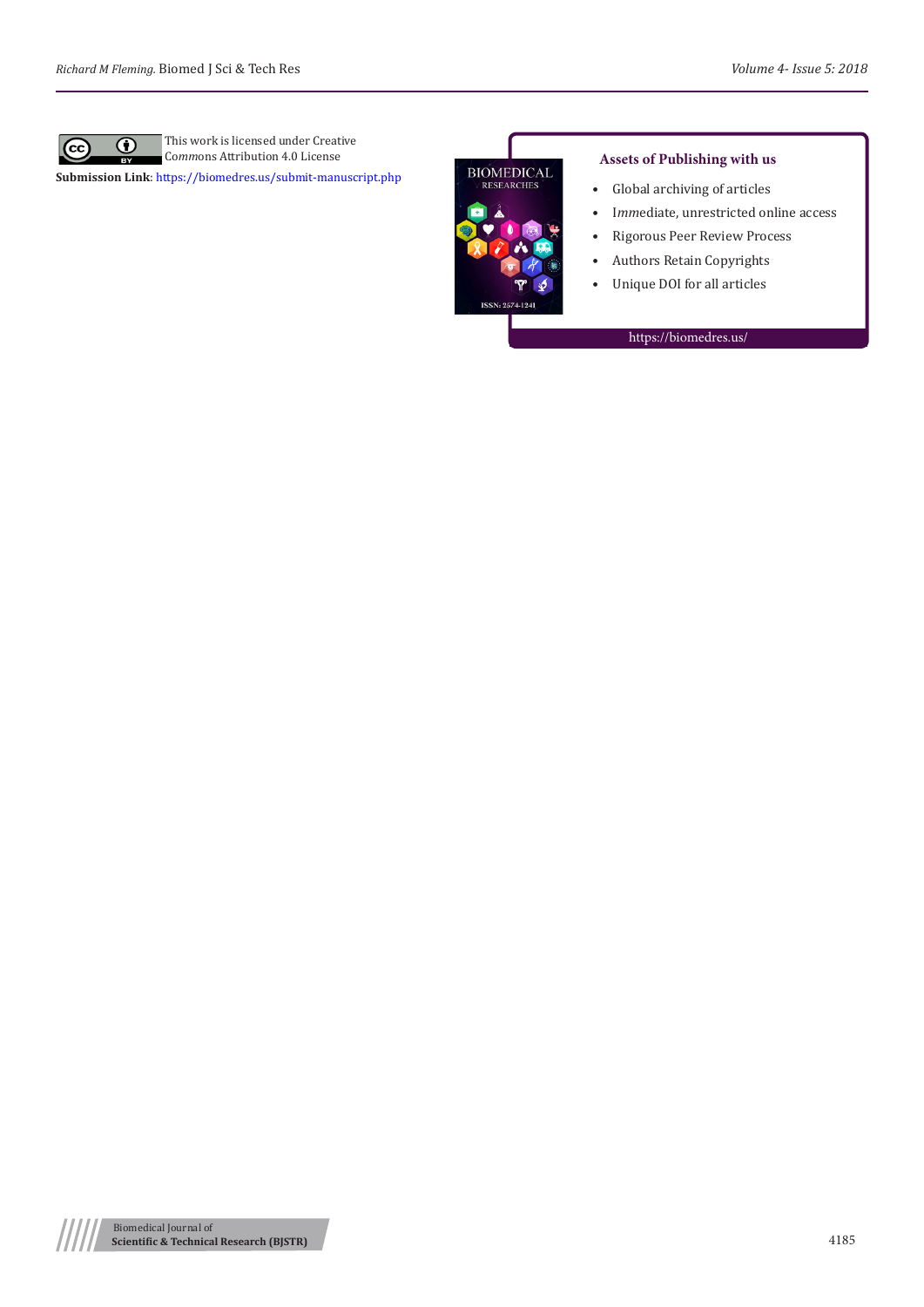This work is licensed under Creative Commons Attribution 4.0 License

**Submission Link**: https://biomedres.us/submit-manuscript.php

### Assets of Publishing with us

- Global archiving of articles
- Immediate, unrestricted online access
- Rigorous Peer Review Process
- Authors Retain Copyrights
- Unique DOI for all articles

https://biomedres.us/